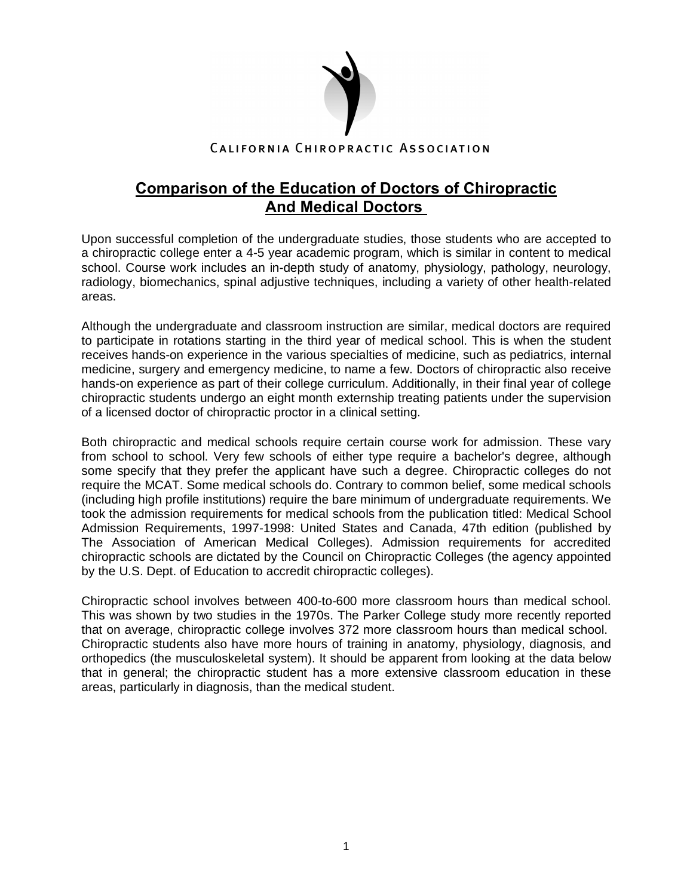California Chiropractic Association

# Comparison of the Education of Doctors of Chiropractic And Medical Doctors

Upon successful completion of the undergraduate studies, those students who are accepted to a chiropractic college enter a 4-5 year academic program, which is similar in content to medical school. Course work includes an in-depth study of anatomy, physiology, pathology, neurology, radiology, biomechanics, spinal adjustive techniques, including a variety of other health-related areas.

Although the undergraduate and classroom instruction are similar, medical doctors are required to participate in rotations starting in the third year of medical school. This is when the student receives hands-on experience in the various specialties of medicine, such as pediatrics, internal medicine, surgery and emergency medicine, to name a few. Doctors of chiropractic also receive hands-on experience as part of their college curriculum. Additionally, in their final year of college chiropractic students undergo an eight month externship treating patients under the supervision of a licensed doctor of chiropractic proctor in a clinical setting.

Both chiropractic and medical schools require certain course work for admission. These vary from school to school. Very few schools of either type require a bachelor's degree, although some specify that they prefer the applicant have such a degree. Chiropractic colleges do not require the MCAT. Some medical schools do. Contrary to common belief, some medical schools (including high profile institutions) require the bare minimum of undergraduate requirements. We took the admission requirements for medical schools from the publication titled: Medical School Admission Requirements, 1997-1998: United States and Canada, 47th edition (published by The Association of American Medical Colleges). Admission requirements for accredited chiropractic schools are dictated by the Council on Chiropractic Colleges (the agency appointed by the U.S. Dept. of Education to accredit chiropractic colleges).

Chiropractic school involves between 400-to-600 more classroom hours than medical school. This was shown by two studies in the 1970s. The Parker College study more recently reported that on average, chiropractic college involves 372 more classroom hours than medical school. Chiropractic students also have more hours of training in anatomy, physiology, diagnosis, and orthopedics (the musculoskeletal system). It should be apparent from looking at the data below that in general; the chiropractic student has a more extensive classroom education in these areas, particularly in diagnosis, than the medical student.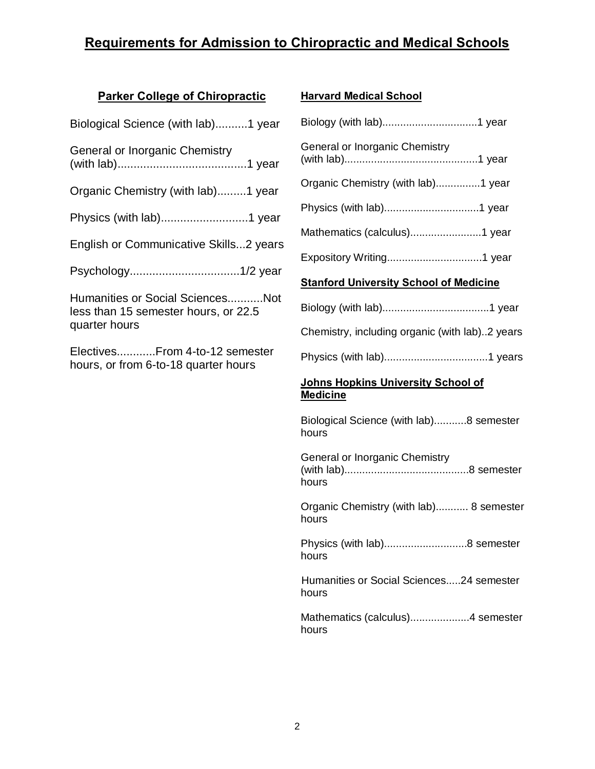# Requirements for Admission to Chiropractic and Medical Schools

## Parker College of Chiropractic

Biological Science (with lab)..........1 year

General or Inorganic Chemistry (with lab)........................................1 year

Organic Chemistry (with lab).........1 year

Physics (with lab)...........................1 year

English or Communicative Skills...2 years

Psychology..................................1/2 year

Humanities or Social Sciences...........Not less than 15 semester hours, or 22.5 quarter hours

Electives............From 4-to-12 semester hours, or from 6-to-18 quarter hours

## Harvard Medical School

Biology (with lab)...............................1 year

General or Inorganic Chemistry (with lab)............................................1 year

Organic Chemistry (with lab)...............1 year

Physics (with lab)................................1 year

Mathematics (calculus)........................1 year

Expository Writing................................1 year

## Stanford University School of Medicine

Biology (with lab)....................................1 year

Chemistry, including organic (with lab)..2 years

Physics (with lab)...................................1 years

## Johns Hopkins University School of Medicine

Biological Science (with lab)...........8 semester hours

General or Inorganic Chemistry (with lab).........................................8 semester hours

Organic Chemistry (with lab)........... 8 semester hours

Physics (with lab)...........................8 semester hours

Humanities or Social Sciences.....24 semester hours

Mathematics (calculus)...................4 semester hours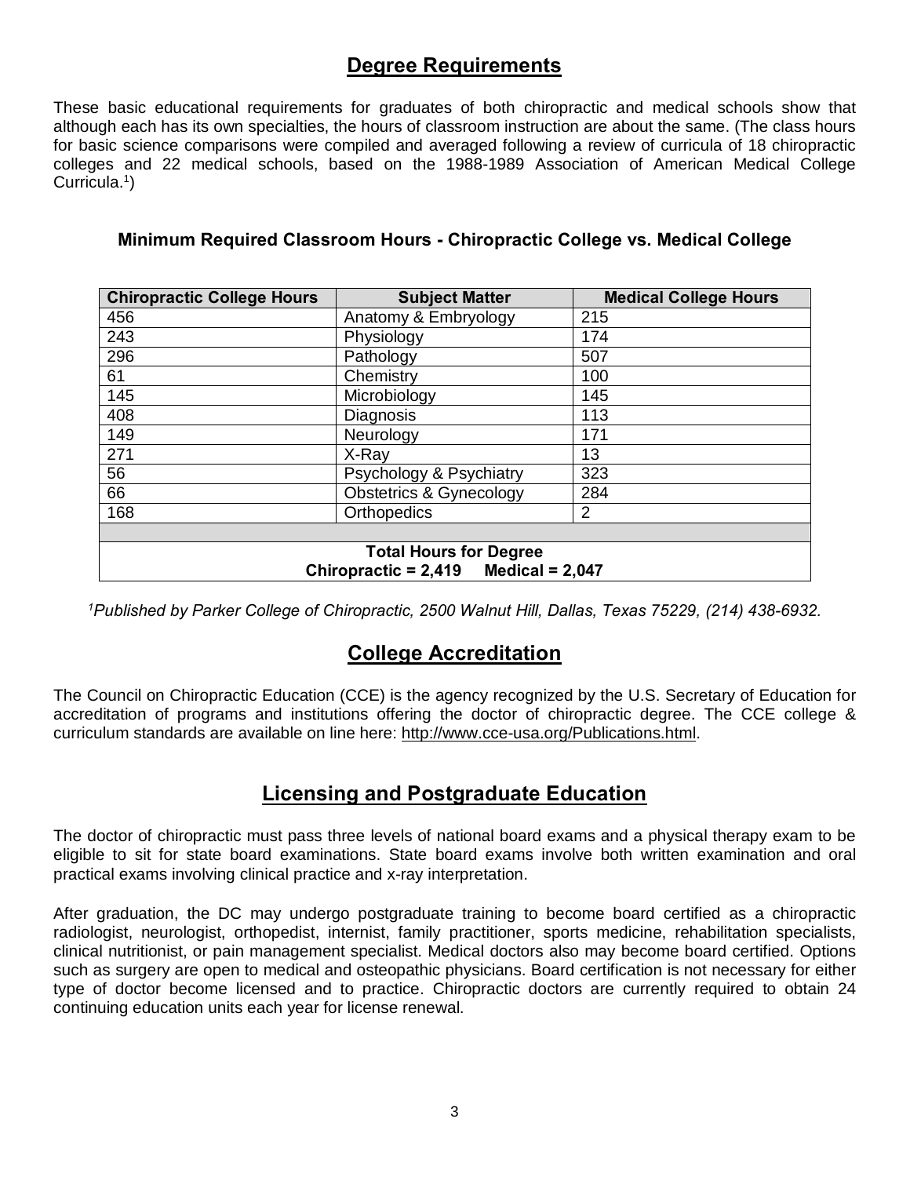## Degree Requirements

These basic educational requirements for graduates of both chiropractic and medical schools show that although each has its own specialties, the hours of classroom instruction are about the same. (The class hours for basic science comparisons were compiled and averaged following a review of curricula of 18 chiropractic colleges and 22 medical schools, based on the 1988-1989 Association of American Medical College Curricula.[1])

### Minimum Required Classroom Hours - Chiropractic College vs. Medical College

| Chiropractic College Hours | Subject Matter | Medical College Hours |
|---|---|---|
| 456 | Anatomy & Embryology | 215 |
| 243 | Physiology | 174 |
| 296 | Pathology | 507 |
| 61 | Chemistry | 100 |
| 145 | Microbiology | 145 |
| 408 | Diagnosis | 113 |
| 149 | Neurology | 171 |
| 271 | X-Ray | 13 |
| 56 | Psychology & Psychiatry | 323 |
| 66 | Obstetrics & Gynecology | 284 |
| 168 | Orthopedics | 2 |
| | | |
| **Total Hours for Degree** | **Chiropractic = 2,419** | **Medical = 2,047** |

*[1]Published by Parker College of Chiropractic, 2500 Walnut Hill, Dallas, Texas 75229, (214) 438-6932.*

## College Accreditation

The Council on Chiropractic Education (CCE) is the agency recognized by the U.S. Secretary of Education for accreditation of programs and institutions offering the doctor of chiropractic degree. The CCE college & curriculum standards are available on line here: http://www.cce-usa.org/Publications.html.

## Licensing and Postgraduate Education

The doctor of chiropractic must pass three levels of national board exams and a physical therapy exam to be eligible to sit for state board examinations. State board exams involve both written examination and oral practical exams involving clinical practice and x-ray interpretation.

After graduation, the DC may undergo postgraduate training to become board certified as a chiropractic radiologist, neurologist, orthopedist, internist, family practitioner, sports medicine, rehabilitation specialists, clinical nutritionist, or pain management specialist. Medical doctors also may become board certified. Options such as surgery are open to medical and osteopathic physicians. Board certification is not necessary for either type of doctor become licensed and to practice. Chiropractic doctors are currently required to obtain 24 continuing education units each year for license renewal.